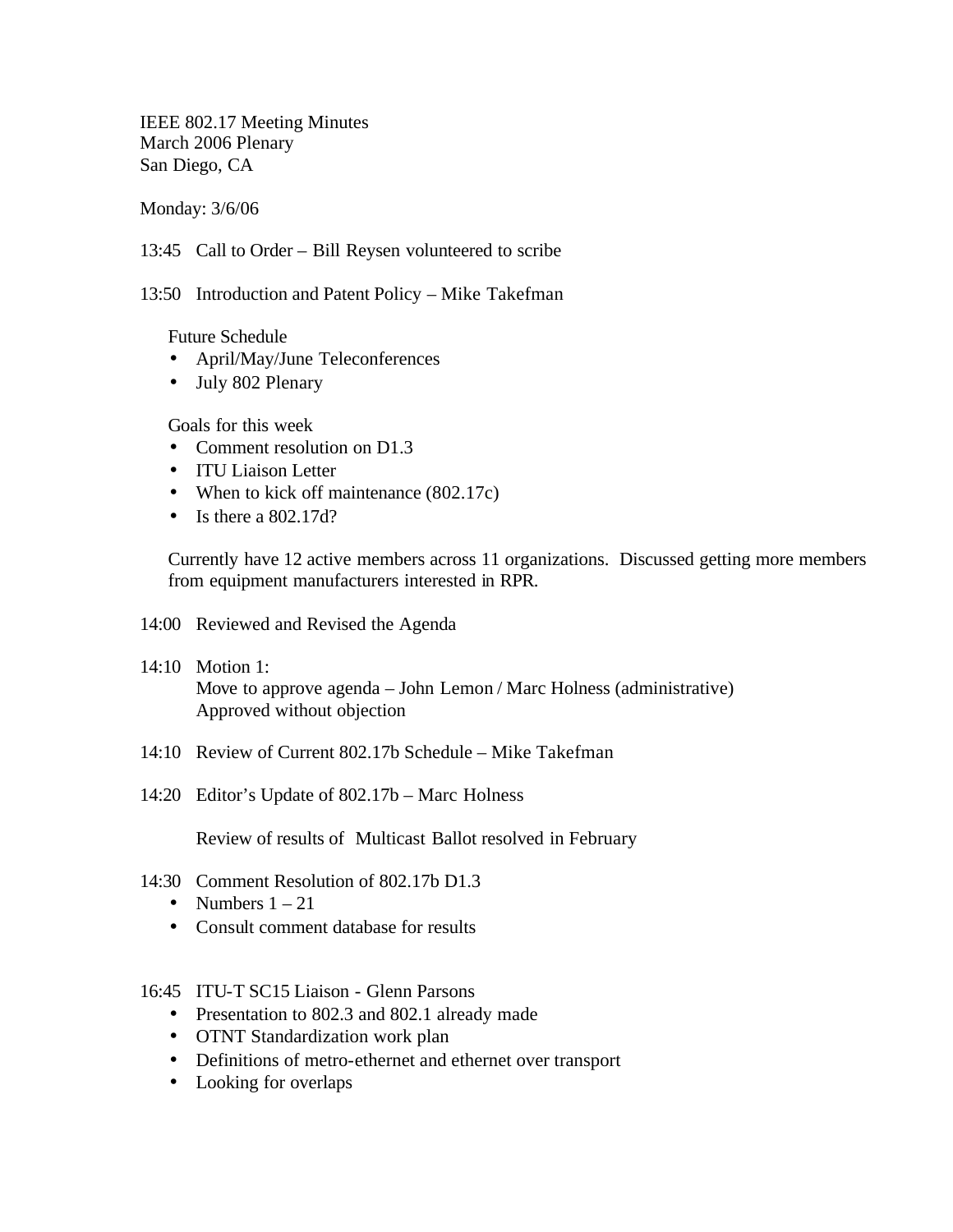IEEE 802.17 Meeting Minutes
March 2006 Plenary
San Diego, CA

Monday: 3/6/06

13:45 Call to Order – Bill Reysen volunteered to scribe

13:50 Introduction and Patent Policy – Mike Takefman

Future Schedule

- April/May/June Teleconferences
- July 802 Plenary

Goals for this week

- Comment resolution on D1.3
- ITU Liaison Letter
- When to kick off maintenance (802.17c)
- Is there a 802.17d?

Currently have 12 active members across 11 organizations. Discussed getting more members from equipment manufacturers interested in RPR.

14:00 Reviewed and Revised the Agenda

14:10 Motion 1:
Move to approve agenda – John Lemon / Marc Holness (administrative)
Approved without objection

14:10 Review of Current 802.17b Schedule – Mike Takefman

14:20 Editor's Update of 802.17b – Marc Holness

Review of results of Multicast Ballot resolved in February

14:30 Comment Resolution of 802.17b D1.3

- Numbers 1 – 21
- Consult comment database for results

16:45 ITU-T SC15 Liaison - Glenn Parsons

- Presentation to 802.3 and 802.1 already made
- OTNT Standardization work plan
- Definitions of metro-ethernet and ethernet over transport
- Looking for overlaps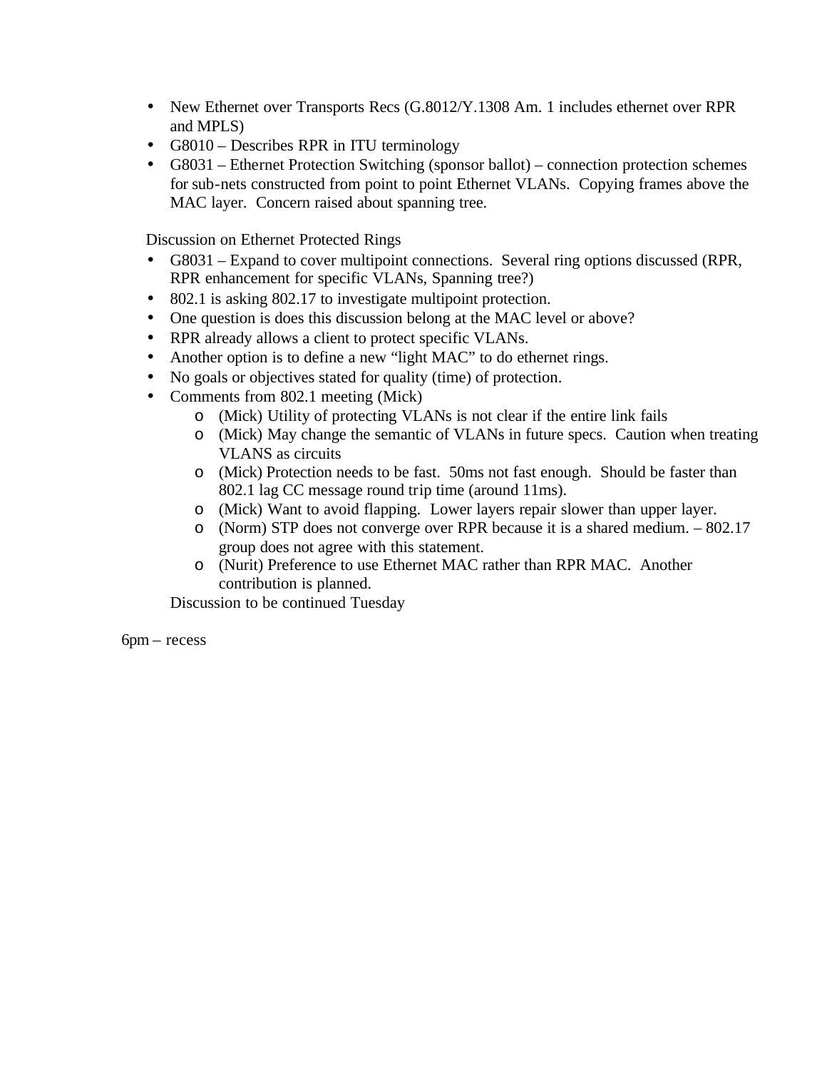- New Ethernet over Transports Recs (G.8012/Y.1308 Am. 1 includes ethernet over RPR and MPLS)
- G8010 – Describes RPR in ITU terminology
- G8031 – Ethernet Protection Switching (sponsor ballot) – connection protection schemes for sub-nets constructed from point to point Ethernet VLANs. Copying frames above the MAC layer. Concern raised about spanning tree.

Discussion on Ethernet Protected Rings

- G8031 – Expand to cover multipoint connections. Several ring options discussed (RPR, RPR enhancement for specific VLANs, Spanning tree?)
- 802.1 is asking 802.17 to investigate multipoint protection.
- One question is does this discussion belong at the MAC level or above?
- RPR already allows a client to protect specific VLANs.
- Another option is to define a new "light MAC" to do ethernet rings.
- No goals or objectives stated for quality (time) of protection.
- Comments from 802.1 meeting (Mick)
  - (Mick) Utility of protecting VLANs is not clear if the entire link fails
  - (Mick) May change the semantic of VLANs in future specs. Caution when treating VLANS as circuits
  - (Mick) Protection needs to be fast. 50ms not fast enough. Should be faster than 802.1 lag CC message round trip time (around 11ms).
  - (Mick) Want to avoid flapping. Lower layers repair slower than upper layer.
  - (Norm) STP does not converge over RPR because it is a shared medium. – 802.17 group does not agree with this statement.
  - (Nurit) Preference to use Ethernet MAC rather than RPR MAC. Another contribution is planned.

Discussion to be continued Tuesday

6pm – recess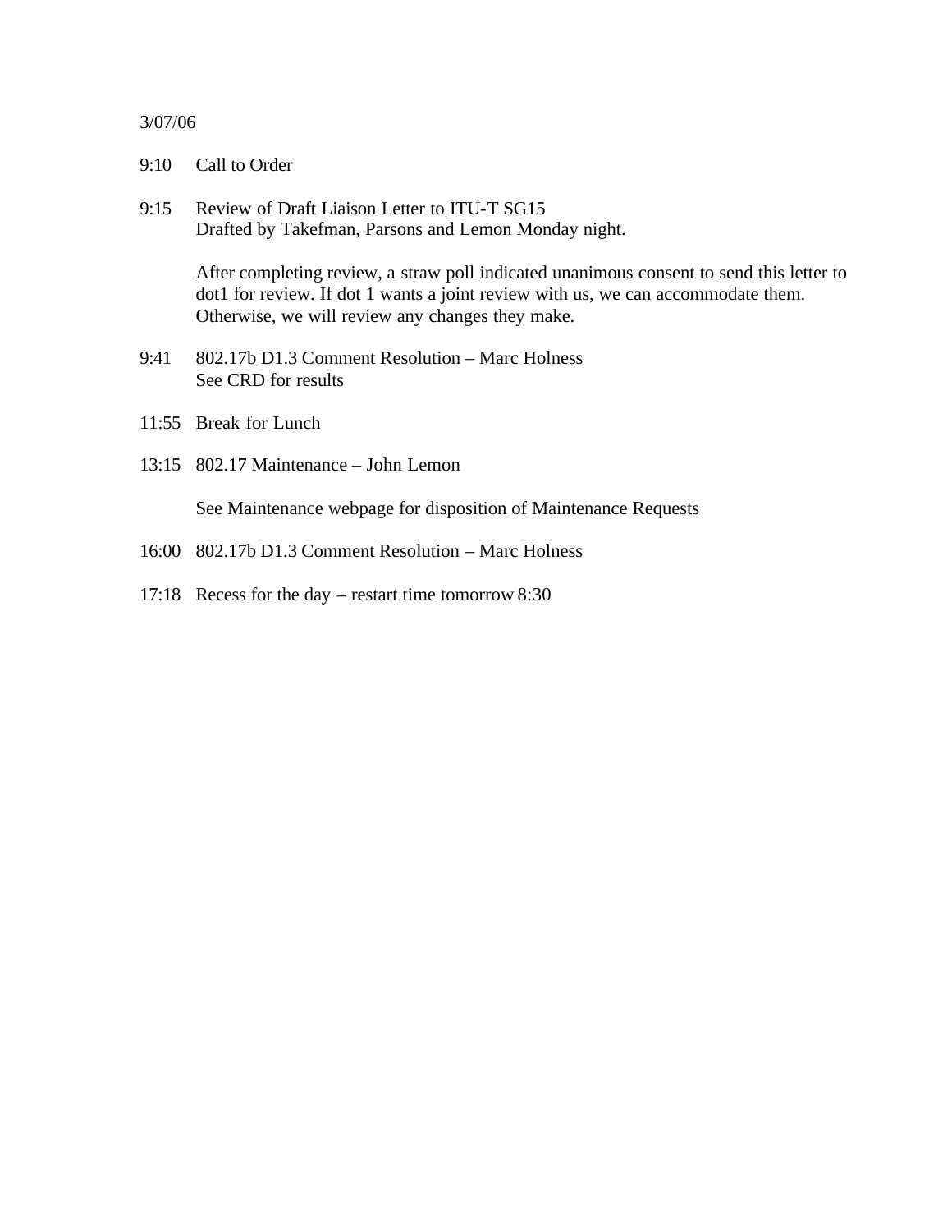3/07/06

9:10 Call to Order

9:15 Review of Draft Liaison Letter to ITU-T SG15
Drafted by Takefman, Parsons and Lemon Monday night.

After completing review, a straw poll indicated unanimous consent to send this letter to dot1 for review. If dot 1 wants a joint review with us, we can accommodate them. Otherwise, we will review any changes they make.

9:41 802.17b D1.3 Comment Resolution – Marc Holness
See CRD for results

11:55 Break for Lunch

13:15 802.17 Maintenance – John Lemon

See Maintenance webpage for disposition of Maintenance Requests

16:00 802.17b D1.3 Comment Resolution – Marc Holness

17:18 Recess for the day – restart time tomorrow 8:30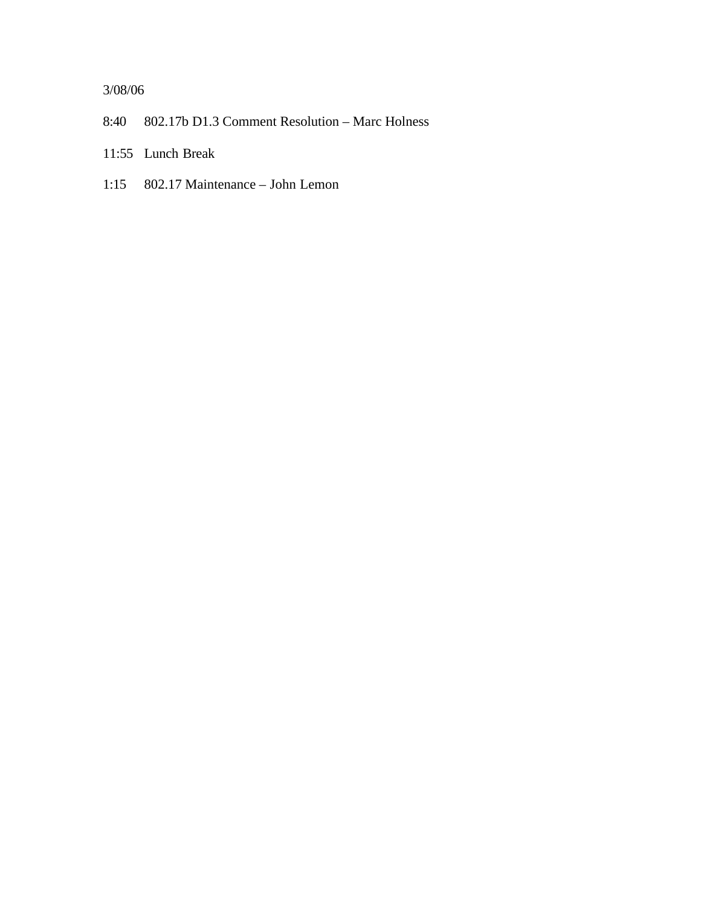3/08/06

8:40 802.17b D1.3 Comment Resolution – Marc Holness

11:55 Lunch Break

1:15 802.17 Maintenance – John Lemon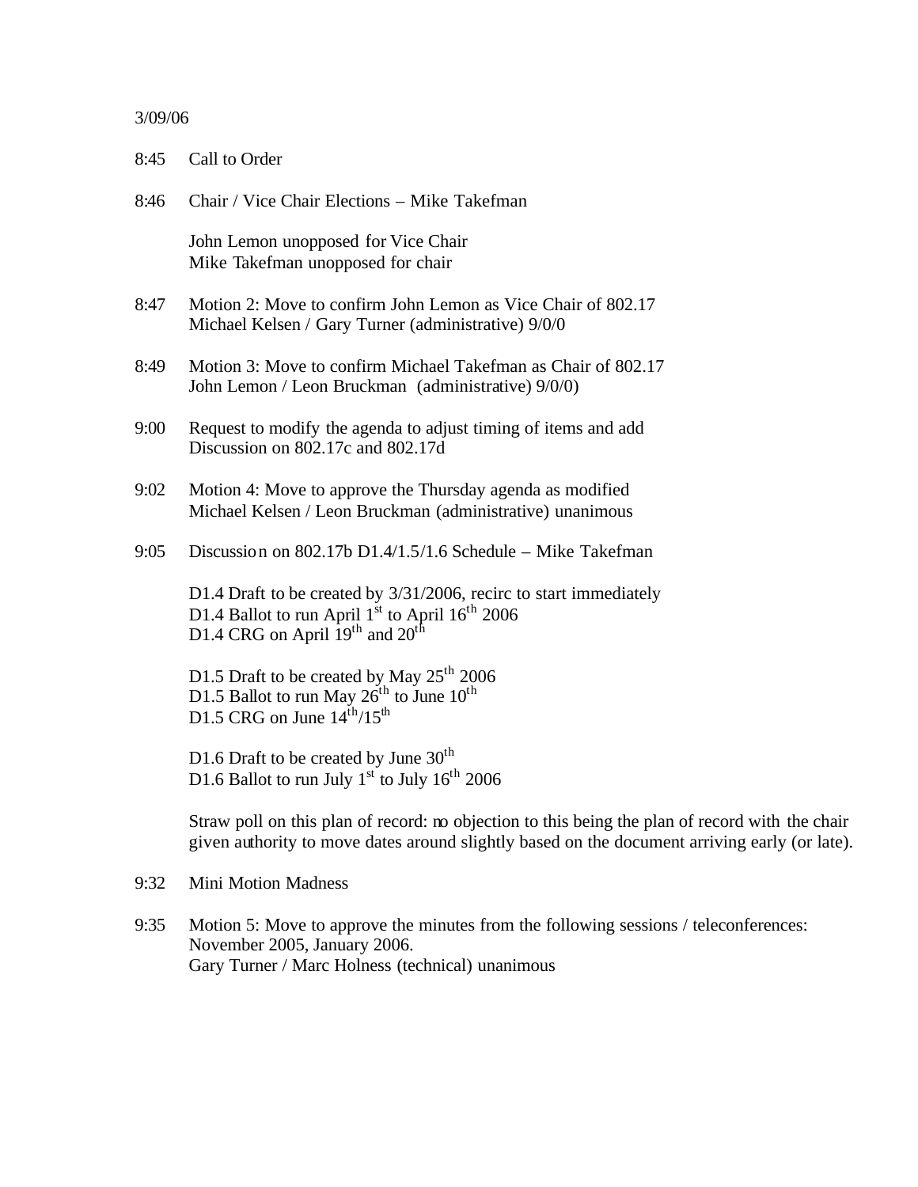3/09/06

8:45 Call to Order

8:46 Chair / Vice Chair Elections – Mike Takefman

John Lemon unopposed for Vice Chair
Mike Takefman unopposed for chair

8:47 Motion 2: Move to confirm John Lemon as Vice Chair of 802.17
Michael Kelsen / Gary Turner (administrative) 9/0/0

8:49 Motion 3: Move to confirm Michael Takefman as Chair of 802.17
John Lemon / Leon Bruckman (administrative) 9/0/0)

9:00 Request to modify the agenda to adjust timing of items and add Discussion on 802.17c and 802.17d

9:02 Motion 4: Move to approve the Thursday agenda as modified
Michael Kelsen / Leon Bruckman (administrative) unanimous

9:05 Discussion on 802.17b D1.4/1.5/1.6 Schedule – Mike Takefman

D1.4 Draft to be created by 3/31/2006, recirc to start immediately
D1.4 Ballot to run April 1st to April 16th 2006
D1.4 CRG on April 19th and 20th

D1.5 Draft to be created by May 25th 2006
D1.5 Ballot to run May 26th to June 10th
D1.5 CRG on June 14th/15th

D1.6 Draft to be created by June 30th
D1.6 Ballot to run July 1st to July 16th 2006

Straw poll on this plan of record: no objection to this being the plan of record with the chair given authority to move dates around slightly based on the document arriving early (or late).

9:32 Mini Motion Madness

9:35 Motion 5: Move to approve the minutes from the following sessions / teleconferences: November 2005, January 2006.
Gary Turner / Marc Holness (technical) unanimous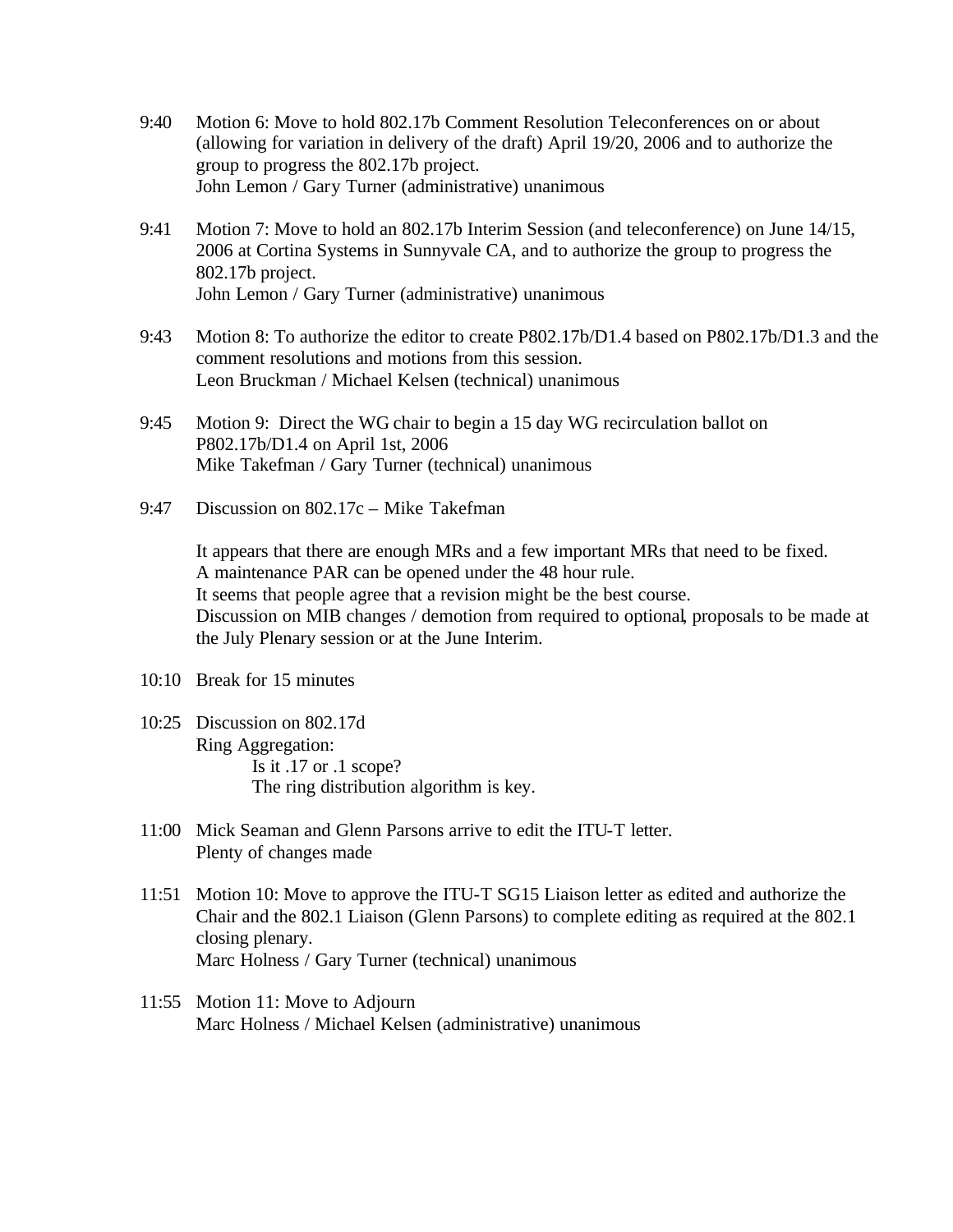9:40 Motion 6: Move to hold 802.17b Comment Resolution Teleconferences on or about (allowing for variation in delivery of the draft) April 19/20, 2006 and to authorize the group to progress the 802.17b project.
John Lemon / Gary Turner (administrative) unanimous

9:41 Motion 7: Move to hold an 802.17b Interim Session (and teleconference) on June 14/15, 2006 at Cortina Systems in Sunnyvale CA, and to authorize the group to progress the 802.17b project.
John Lemon / Gary Turner (administrative) unanimous

9:43 Motion 8: To authorize the editor to create P802.17b/D1.4 based on P802.17b/D1.3 and the comment resolutions and motions from this session.
Leon Bruckman / Michael Kelsen (technical) unanimous

9:45 Motion 9: Direct the WG chair to begin a 15 day WG recirculation ballot on P802.17b/D1.4 on April 1st, 2006
Mike Takefman / Gary Turner (technical) unanimous

9:47 Discussion on 802.17c – Mike Takefman

It appears that there are enough MRs and a few important MRs that need to be fixed.
A maintenance PAR can be opened under the 48 hour rule.
It seems that people agree that a revision might be the best course.
Discussion on MIB changes / demotion from required to optional, proposals to be made at the July Plenary session or at the June Interim.

10:10 Break for 15 minutes

10:25 Discussion on 802.17d
Ring Aggregation:
- Is it .17 or .1 scope?
- The ring distribution algorithm is key.

11:00 Mick Seaman and Glenn Parsons arrive to edit the ITU-T letter.
Plenty of changes made

11:51 Motion 10: Move to approve the ITU-T SG15 Liaison letter as edited and authorize the Chair and the 802.1 Liaison (Glenn Parsons) to complete editing as required at the 802.1 closing plenary.
Marc Holness / Gary Turner (technical) unanimous

11:55 Motion 11: Move to Adjourn
Marc Holness / Michael Kelsen (administrative) unanimous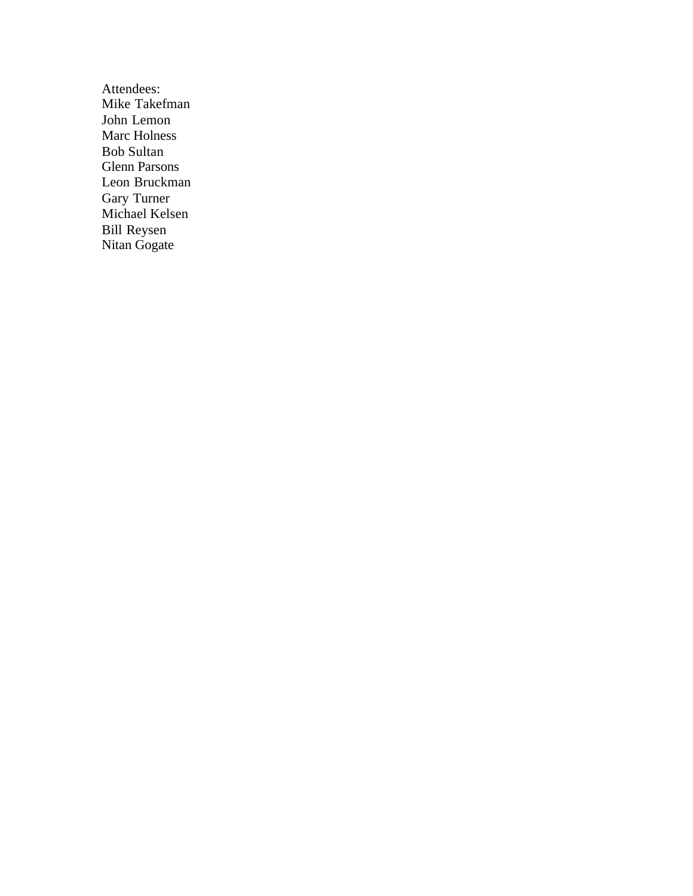Attendees:
Mike Takefman
John Lemon
Marc Holness
Bob Sultan
Glenn Parsons
Leon Bruckman
Gary Turner
Michael Kelsen
Bill Reysen
Nitan Gogate